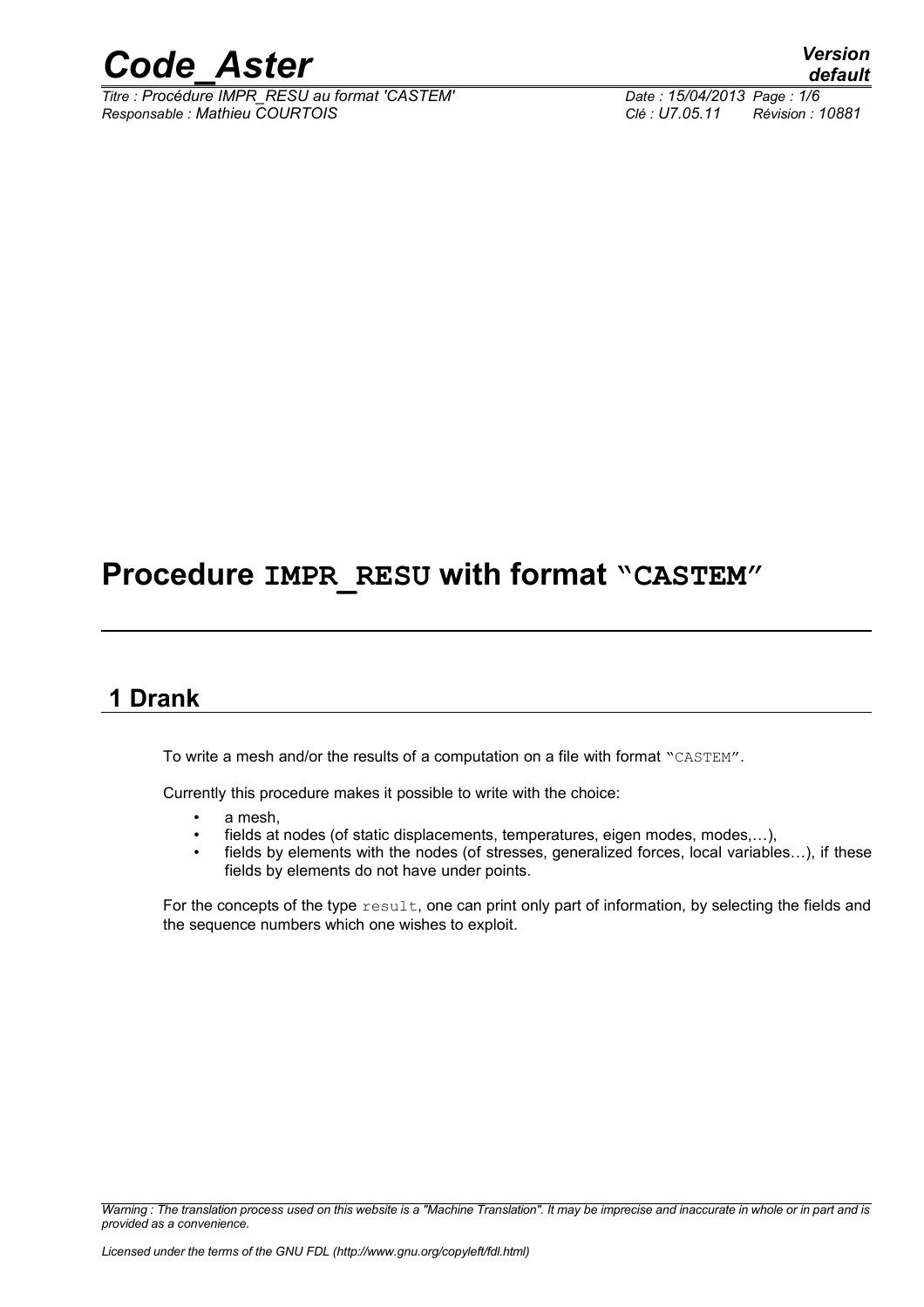# Procedure IMPR_RESU with format "CASTEM"

## 1 Drank

To write a mesh and/or the results of a computation on a file with format "CASTEM".

Currently this procedure makes it possible to write with the choice:

- a mesh,
- fields at nodes (of static displacements, temperatures, eigen modes, modes,…),
- fields by elements with the nodes (of stresses, generalized forces, local variables…), if these fields by elements do not have under points.

For the concepts of the type `result`, one can print only part of information, by selecting the fields and the sequence numbers which one wishes to exploit.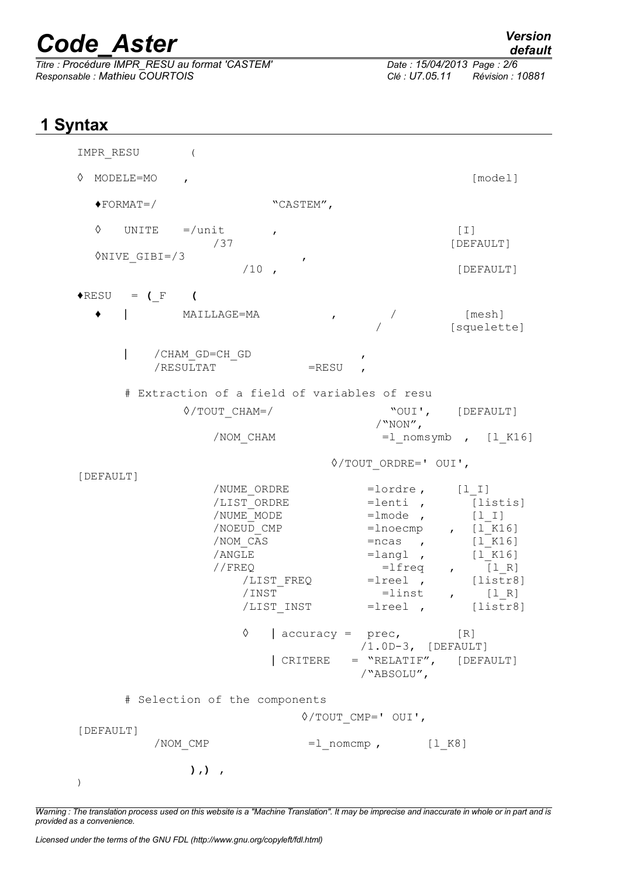# 1 Syntax

```
IMPR_RESU       (

◊  MODELE=MO    ,                                          [model]

   ♦FORMAT=/                "CASTEM",

   ◊   UNITE    =/unit       ,                            [I]
               /37                                        [DEFAULT]
   ◊NIVE_GIBI=/3                ,
                    /10 ,                                 [DEFAULT]

♦RESU   = (_F    (
   ♦    |       MAILLAGE=MA          ,        /           [mesh]
                                            /           [squelette]

        |   /CHAM_GD=CH_GD                  ,
            /RESULTAT               =RESU   ,

        # Extraction of a field of variables of resu
                ◊/TOUT_CHAM=/                 "OUI',    [DEFAULT]
                                             /"NON",
                    /NOM_CHAM                =l_nomsymb  ,  [l_K16]

                                    ◊/TOUT_ORDRE=' OUI',
[DEFAULT]
                    /NUME_ORDRE             =lordre ,     [l_I]
                    /LIST_ORDRE             =lenti  ,      [listis]
                    /NUME_MODE              =lmode  ,      [l_I]
                    /NOEUD_CMP              =lnoecmp    ,  [l_K16]
                    /NOM_CAS                =ncas   ,      [l_K16]
                    /ANGLE                  =langl  ,      [l_K16]
                    //FREQ                    =lfreq    ,     [l_R]
                        /LIST_FREQ          =lreel  ,      [listr8]
                        /INST                 =linst    ,     [l_R]
                        /LIST_INST          =lreel  ,      [listr8]

                        ◊    | accuracy =  prec,        [R]
                                          /1.0D-3,  [DEFAULT]
                             | CRITERE   = "RELATIF",   [DEFAULT]
                                          /"ABSOLU",

        # Selection of the components
                                   ◊/TOUT_CMP=' OUI',
[DEFAULT]
            /NOM_CMP              =l_nomcmp ,       [l_K8]

                ),) ,
)
```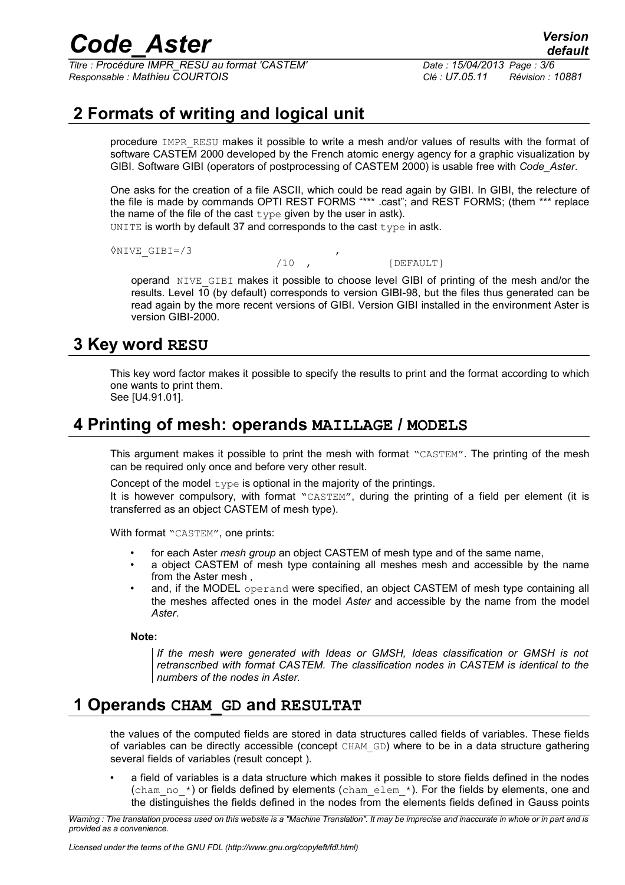## 2 Formats of writing and logical unit

procedure `IMPR_RESU` makes it possible to write a mesh and/or values of results with the format of software CASTEM 2000 developed by the French atomic energy agency for a graphic visualization by GIBI. Software GIBI (operators of postprocessing of CASTEM 2000) is usable free with *Code_Aster*.

One asks for the creation of a file ASCII, which could be read again by GIBI. In GIBI, the relecture of the file is made by commands OPTI REST FORMS "*** .cast"; and REST FORMS; (them *** replace the name of the file of the cast `type` given by the user in astk).
`UNITE` is worth by default 37 and corresponds to the cast `type` in astk.

```
◊NIVE_GIBI=/3                    ,
                    /10  ,              [DEFAULT]
```

operand `NIVE_GIBI` makes it possible to choose level GIBI of printing of the mesh and/or the results. Level 10 (by default) corresponds to version GIBI-98, but the files thus generated can be read again by the more recent versions of GIBI. Version GIBI installed in the environment Aster is version GIBI-2000.

## 3 Key word RESU

This key word factor makes it possible to specify the results to print and the format according to which one wants to print them.
See [U4.91.01].

## 4 Printing of mesh: operands MAILLAGE / MODELS

This argument makes it possible to print the mesh with format "`CASTEM`". The printing of the mesh can be required only once and before very other result.

Concept of the model `type` is optional in the majority of the printings.
It is however compulsory, with format "`CASTEM`", during the printing of a field per element (it is transferred as an object CASTEM of mesh type).

With format "`CASTEM`", one prints:

- for each Aster *mesh group* an object CASTEM of mesh type and of the same name,
- a object CASTEM of mesh type containing all meshes mesh and accessible by the name from the Aster mesh ,
- and, if the MODEL `operand` were specified, an object CASTEM of mesh type containing all the meshes affected ones in the model *Aster* and accessible by the name from the model *Aster*.

**Note:**

*If the mesh were generated with Ideas or GMSH, Ideas classification or GMSH is not retranscribed with format CASTEM. The classification nodes in CASTEM is identical to the numbers of the nodes in Aster.*

## 1 Operands CHAM_GD and RESULTAT

the values of the computed fields are stored in data structures called fields of variables. These fields of variables can be directly accessible (concept `CHAM_GD`) where to be in a data structure gathering several fields of variables (result concept ).

- a field of variables is a data structure which makes it possible to store fields defined in the nodes (`cham_no_*`) or fields defined by elements (`cham_elem_*`). For the fields by elements, one and the distinguishes the fields defined in the nodes from the elements fields defined in Gauss points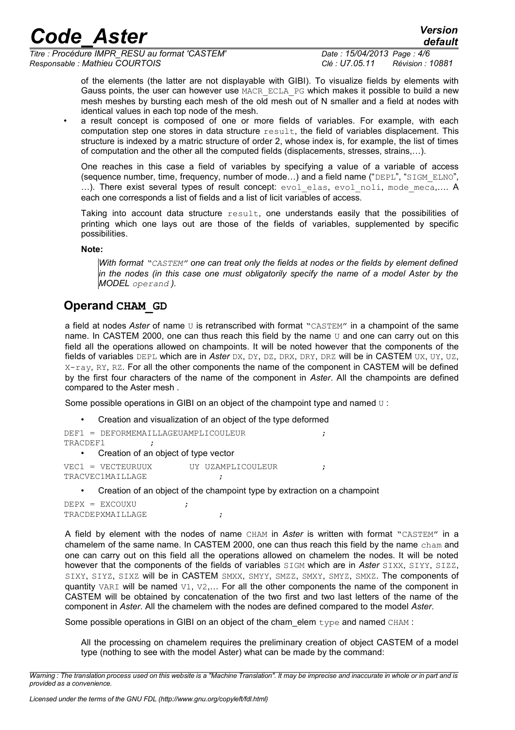of the elements (the latter are not displayable with GIBI). To visualize fields by elements with Gauss points, the user can however use MACR_ECLA_PG which makes it possible to build a new mesh meshes by bursting each mesh of the old mesh out of N smaller and a field at nodes with identical values in each top node of the mesh.

- a result concept is composed of one or more fields of variables. For example, with each computation step one stores in data structure result, the field of variables displacement. This structure is indexed by a matric structure of order 2, whose index is, for example, the list of times of computation and the other all the computed fields (displacements, stresses, strains,…).

  One reaches in this case a field of variables by specifying a value of a variable of access (sequence number, time, frequency, number of mode…) and a field name ("DEPL", "SIGM_ELNO", …). There exist several types of result concept: evol_elas, evol_noli, mode_meca,…. A each one corresponds a list of fields and a list of licit variables of access.

  Taking into account data structure result, one understands easily that the possibilities of printing which one lays out are those of the fields of variables, supplemented by specific possibilities.

  **Note:**

  *With format "CASTEM" one can treat only the fields at nodes or the fields by element defined in the nodes (in this case one must obligatorily specify the name of a model Aster by the MODEL operand).*

## Operand CHAM_GD

a field at nodes *Aster* of name U is retranscribed with format "CASTEM" in a champoint of the same name. In CASTEM 2000, one can thus reach this field by the name U and one can carry out on this field all the operations allowed on champoints. It will be noted however that the components of the fields of variables DEPL which are in *Aster* DX, DY, DZ, DRX, DRY, DRZ will be in CASTEM UX, UY, UZ, X-ray, RY, RZ. For all the other components the name of the component in CASTEM will be defined by the first four characters of the name of the component in *Aster*. All the champoints are defined compared to the Aster mesh .

Some possible operations in GIBI on an object of the champoint type and named U :

- Creation and visualization of an object of the type deformed

```
DEF1 = DEFORMEMAILLAGEUAMPLICOULEUR                ;
TRACDEF1         ;
```

- Creation of an object of type vector

```
VEC1 = VECTEURUUX        UY UZAMPLICOULEUR         ;
TRACVEC1MAILLAGE                ;
```

- Creation of an object of the champoint type by extraction on a champoint

```
DEPX = EXCOUXU          ;
TRACDEPXMAILLAGE                ;
```

A field by element with the nodes of name CHAM in *Aster* is written with format "CASTEM" in a chamelem of the same name. In CASTEM 2000, one can thus reach this field by the name cham and one can carry out on this field all the operations allowed on chamelem the nodes. It will be noted however that the components of the fields of variables SIGM which are in *Aster* SIXX, SIYY, SIZZ, SIXY, SIYZ, SIXZ will be in CASTEM SMXX, SMYY, SMZZ, SMXY, SMYZ, SMXZ. The components of quantity VARI will be named V1, V2,… For all the other components the name of the component in CASTEM will be obtained by concatenation of the two first and two last letters of the name of the component in *Aster*. All the chamelem with the nodes are defined compared to the model *Aster*.

Some possible operations in GIBI on an object of the cham_elem type and named CHAM :

All the processing on chamelem requires the preliminary creation of object CASTEM of a model type (nothing to see with the model Aster) what can be made by the command: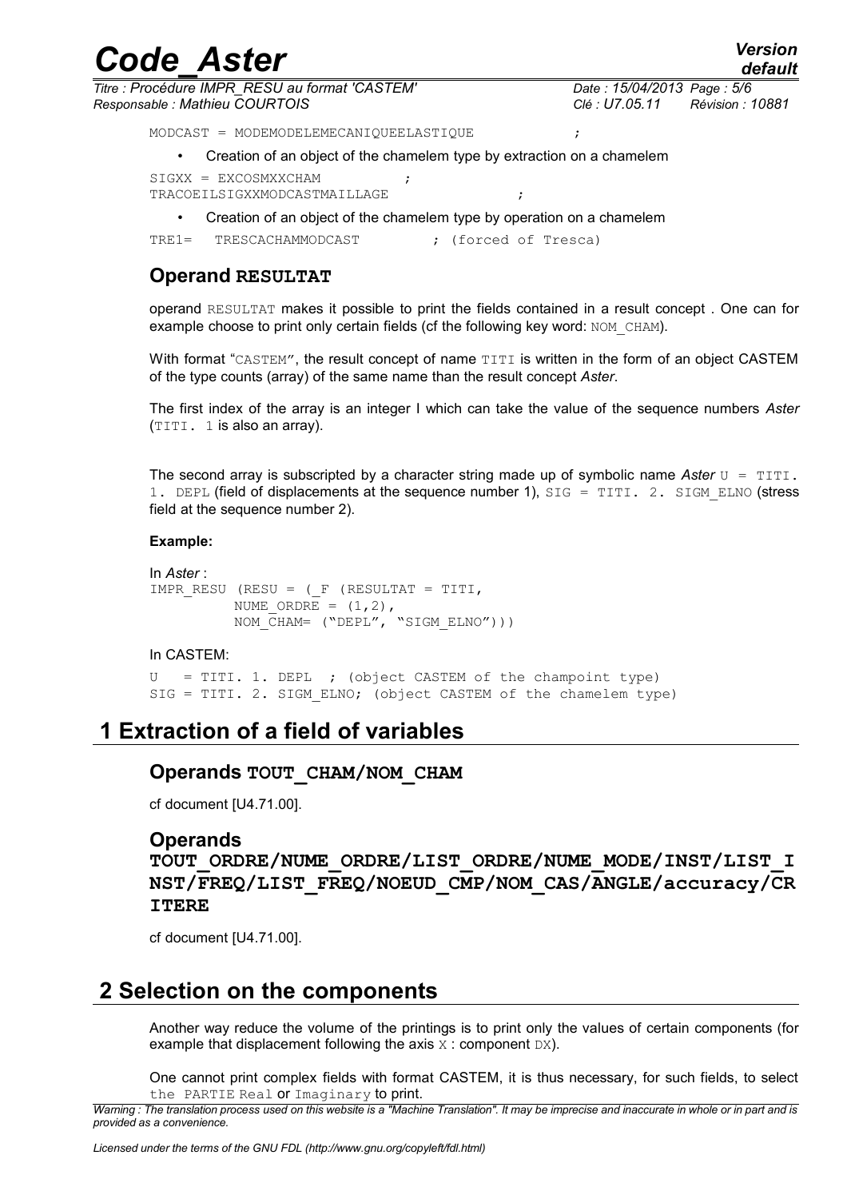```
MODCAST = MODEMODELEMECANIQUEELASTIQUE ;
```

- Creation of an object of the chamelem type by extraction on a chamelem

```
SIGXX = EXCOSMXXCHAM ;
TRACOEILSIGXXMODCASTMAILLAGE ;
```

- Creation of an object of the chamelem type by operation on a chamelem

```
TRE1= TRESCACHAMMODCAST ; (forced of Tresca)
```

### Operand RESULTAT

operand RESULTAT makes it possible to print the fields contained in a result concept . One can for example choose to print only certain fields (cf the following key word: NOM_CHAM).

With format "CASTEM", the result concept of name TITI is written in the form of an object CASTEM of the type counts (array) of the same name than the result concept *Aster*.

The first index of the array is an integer I which can take the value of the sequence numbers *Aster* (TITI. 1 is also an array).

The second array is subscripted by a character string made up of symbolic name *Aster* U = TITI. 1. DEPL (field of displacements at the sequence number 1), SIG = TITI. 2. SIGM_ELNO (stress field at the sequence number 2).

**Example:**

In *Aster* :

```
IMPR_RESU (RESU = (_F (RESULTAT = TITI,
          NUME_ORDRE = (1,2),
          NOM_CHAM= ("DEPL", "SIGM_ELNO")))
```

In CASTEM:

```
U   = TITI. 1. DEPL  ; (object CASTEM of the champoint type)
SIG = TITI. 2. SIGM_ELNO; (object CASTEM of the chamelem type)
```

## 1 Extraction of a field of variables

### Operands TOUT_CHAM/NOM_CHAM

cf document [U4.71.00].

### Operands TOUT_ORDRE/NUME_ORDRE/LIST_ORDRE/NUME_MODE/INST/LIST_INST/FREQ/LIST_FREQ/NOEUD_CMP/NOM_CAS/ANGLE/accuracy/CRITERE

cf document [U4.71.00].

## 2 Selection on the components

Another way reduce the volume of the printings is to print only the values of certain components (for example that displacement following the axis X : component DX).

One cannot print complex fields with format CASTEM, it is thus necessary, for such fields, to select the PARTIE Real or Imaginary to print.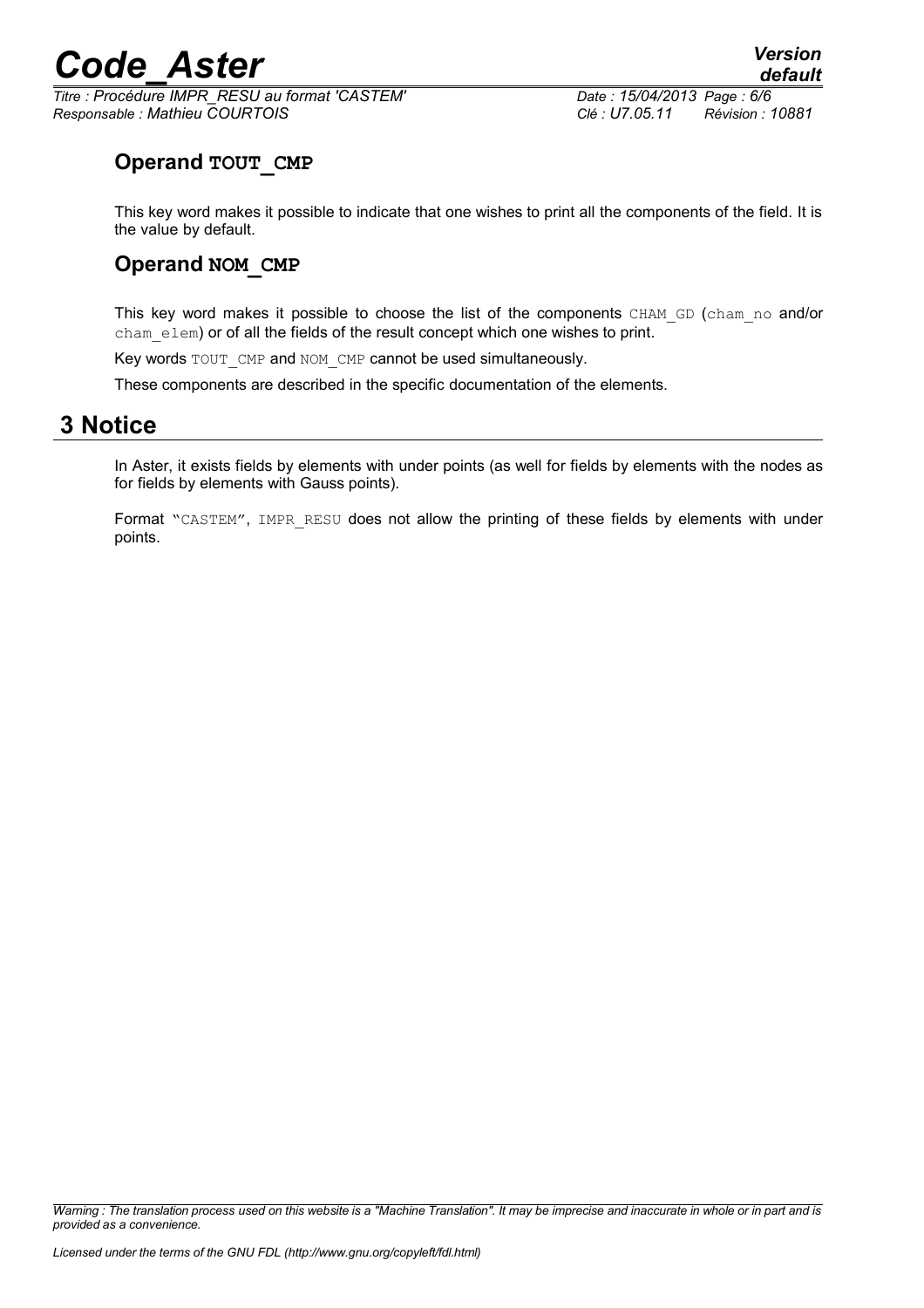### Operand **TOUT_CMP**

This key word makes it possible to indicate that one wishes to print all the components of the field. It is the value by default.

### Operand **NOM_CMP**

This key word makes it possible to choose the list of the components CHAM_GD (cham_no and/or cham_elem) or of all the fields of the result concept which one wishes to print.

Key words TOUT_CMP and NOM_CMP cannot be used simultaneously.

These components are described in the specific documentation of the elements.

## 3 Notice

In Aster, it exists fields by elements with under points (as well for fields by elements with the nodes as for fields by elements with Gauss points).

Format "CASTEM", IMPR_RESU does not allow the printing of these fields by elements with under points.